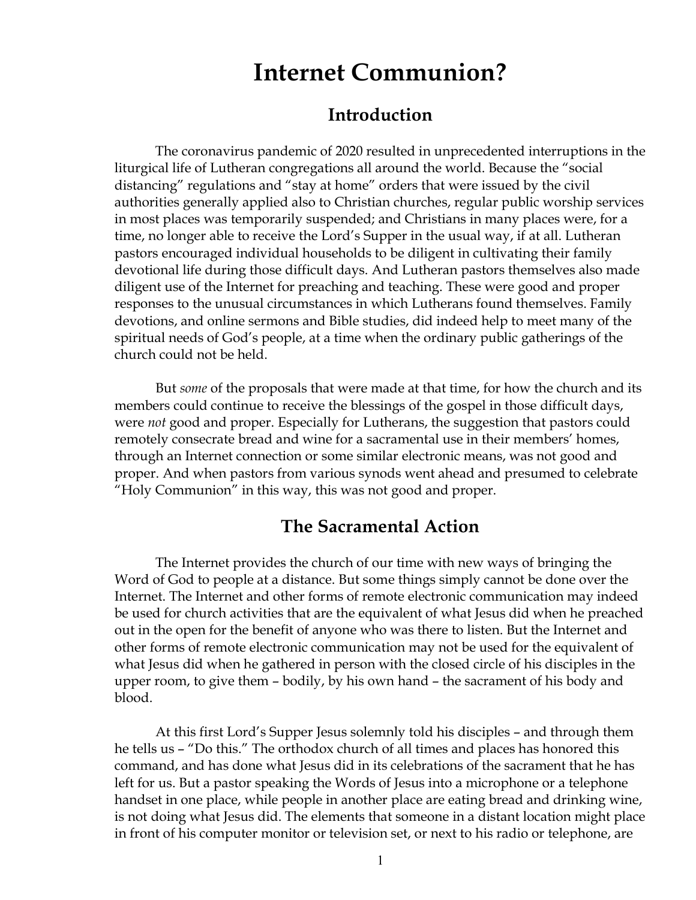# Internet Communion?

## Introduction

The coronavirus pandemic of 2020 resulted in unprecedented interruptions in the liturgical life of Lutheran congregations all around the world. Because the "social distancing" regulations and "stay at home" orders that were issued by the civil authorities generally applied also to Christian churches, regular public worship services in most places was temporarily suspended; and Christians in many places were, for a time, no longer able to receive the Lord's Supper in the usual way, if at all. Lutheran pastors encouraged individual households to be diligent in cultivating their family devotional life during those difficult days. And Lutheran pastors themselves also made diligent use of the Internet for preaching and teaching. These were good and proper responses to the unusual circumstances in which Lutherans found themselves. Family devotions, and online sermons and Bible studies, did indeed help to meet many of the spiritual needs of God's people, at a time when the ordinary public gatherings of the church could not be held.

But *some* of the proposals that were made at that time, for how the church and its members could continue to receive the blessings of the gospel in those difficult days, were *not* good and proper. Especially for Lutherans, the suggestion that pastors could remotely consecrate bread and wine for a sacramental use in their members' homes, through an Internet connection or some similar electronic means, was not good and proper. And when pastors from various synods went ahead and presumed to celebrate "Holy Communion" in this way, this was not good and proper.

## The Sacramental Action

The Internet provides the church of our time with new ways of bringing the Word of God to people at a distance. But some things simply cannot be done over the Internet. The Internet and other forms of remote electronic communication may indeed be used for church activities that are the equivalent of what Jesus did when he preached out in the open for the benefit of anyone who was there to listen. But the Internet and other forms of remote electronic communication may not be used for the equivalent of what Jesus did when he gathered in person with the closed circle of his disciples in the upper room, to give them – bodily, by his own hand – the sacrament of his body and blood.

At this first Lord's Supper Jesus solemnly told his disciples – and through them he tells us – "Do this." The orthodox church of all times and places has honored this command, and has done what Jesus did in its celebrations of the sacrament that he has left for us. But a pastor speaking the Words of Jesus into a microphone or a telephone handset in one place, while people in another place are eating bread and drinking wine, is not doing what Jesus did. The elements that someone in a distant location might place in front of his computer monitor or television set, or next to his radio or telephone, are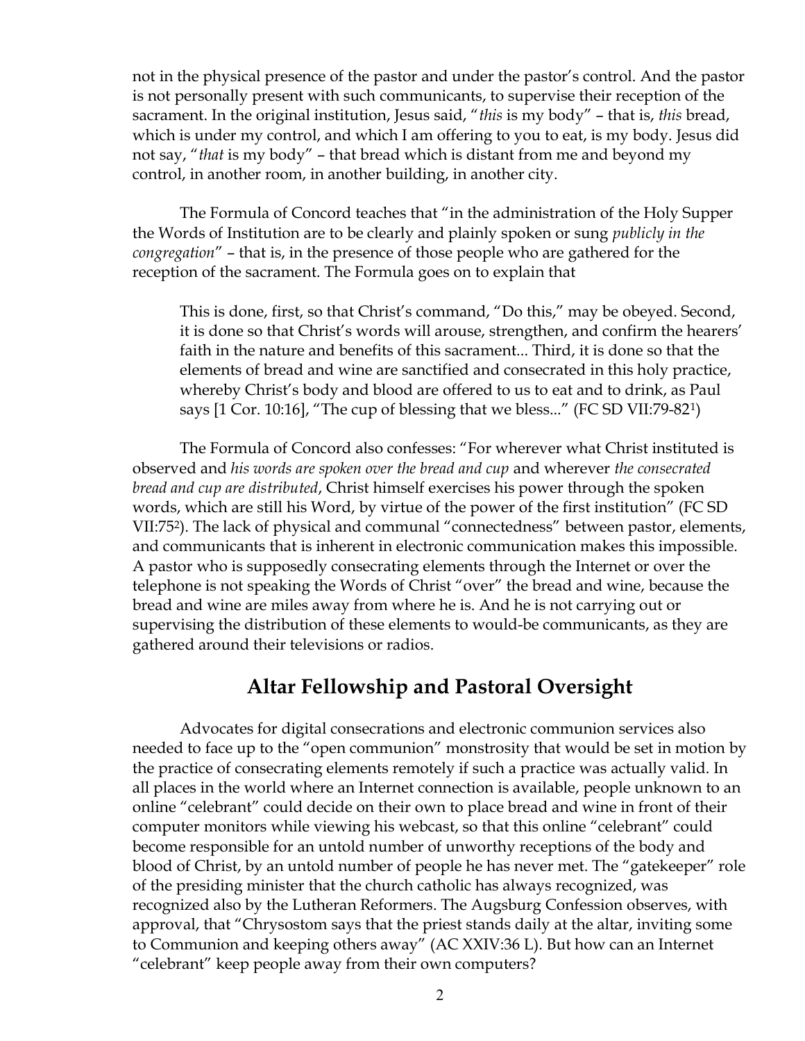not in the physical presence of the pastor and under the pastor's control. And the pastor is not personally present with such communicants, to supervise their reception of the sacrament. In the original institution, Jesus said, "*this* is my body" – that is, *this* bread, which is under my control, and which I am offering to you to eat, is my body. Jesus did not say, "*that* is my body" – that bread which is distant from me and beyond my control, in another room, in another building, in another city.

The Formula of Concord teaches that "in the administration of the Holy Supper the Words of Institution are to be clearly and plainly spoken or sung *publicly in the congregation*" – that is, in the presence of those people who are gathered for the reception of the sacrament. The Formula goes on to explain that

> This is done, first, so that Christ's command, "Do this," may be obeyed. Second, it is done so that Christ's words will arouse, strengthen, and confirm the hearers' faith in the nature and benefits of this sacrament... Third, it is done so that the elements of bread and wine are sanctified and consecrated in this holy practice, whereby Christ's body and blood are offered to us to eat and to drink, as Paul says [1 Cor. 10:16], "The cup of blessing that we bless..." (FC SD VII:79-82[1])

The Formula of Concord also confesses: "For wherever what Christ instituted is observed and *his words are spoken over the bread and cup* and wherever *the consecrated bread and cup are distributed*, Christ himself exercises his power through the spoken words, which are still his Word, by virtue of the power of the first institution" (FC SD VII:75[2]). The lack of physical and communal "connectedness" between pastor, elements, and communicants that is inherent in electronic communication makes this impossible. A pastor who is supposedly consecrating elements through the Internet or over the telephone is not speaking the Words of Christ "over" the bread and wine, because the bread and wine are miles away from where he is. And he is not carrying out or supervising the distribution of these elements to would-be communicants, as they are gathered around their televisions or radios.

## Altar Fellowship and Pastoral Oversight

Advocates for digital consecrations and electronic communion services also needed to face up to the "open communion" monstrosity that would be set in motion by the practice of consecrating elements remotely if such a practice was actually valid. In all places in the world where an Internet connection is available, people unknown to an online "celebrant" could decide on their own to place bread and wine in front of their computer monitors while viewing his webcast, so that this online "celebrant" could become responsible for an untold number of unworthy receptions of the body and blood of Christ, by an untold number of people he has never met. The "gatekeeper" role of the presiding minister that the church catholic has always recognized, was recognized also by the Lutheran Reformers. The Augsburg Confession observes, with approval, that "Chrysostom says that the priest stands daily at the altar, inviting some to Communion and keeping others away" (AC XXIV:36 L). But how can an Internet "celebrant" keep people away from their own computers?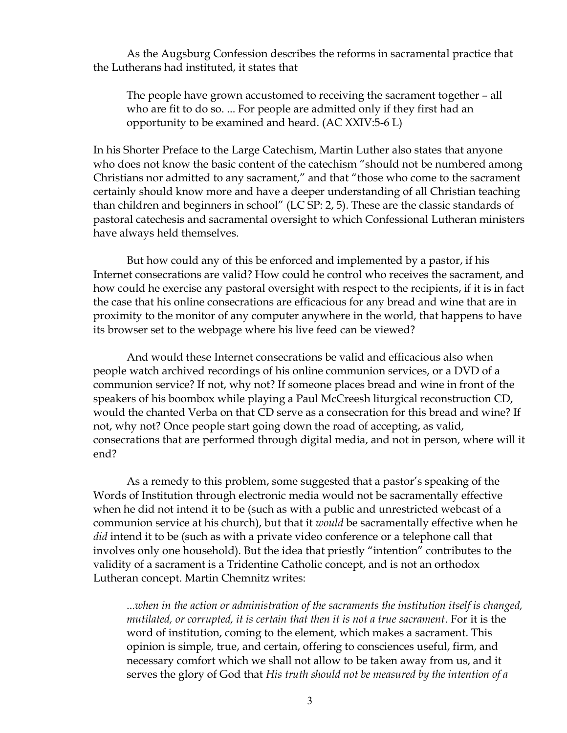As the Augsburg Confession describes the reforms in sacramental practice that the Lutherans had instituted, it states that

> The people have grown accustomed to receiving the sacrament together – all who are fit to do so. ... For people are admitted only if they first had an opportunity to be examined and heard. (AC XXIV:5-6 L)

In his Shorter Preface to the Large Catechism, Martin Luther also states that anyone who does not know the basic content of the catechism "should not be numbered among Christians nor admitted to any sacrament," and that "those who come to the sacrament certainly should know more and have a deeper understanding of all Christian teaching than children and beginners in school" (LC SP: 2, 5). These are the classic standards of pastoral catechesis and sacramental oversight to which Confessional Lutheran ministers have always held themselves.

But how could any of this be enforced and implemented by a pastor, if his Internet consecrations are valid? How could he control who receives the sacrament, and how could he exercise any pastoral oversight with respect to the recipients, if it is in fact the case that his online consecrations are efficacious for any bread and wine that are in proximity to the monitor of any computer anywhere in the world, that happens to have its browser set to the webpage where his live feed can be viewed?

And would these Internet consecrations be valid and efficacious also when people watch archived recordings of his online communion services, or a DVD of a communion service? If not, why not? If someone places bread and wine in front of the speakers of his boombox while playing a Paul McCreesh liturgical reconstruction CD, would the chanted Verba on that CD serve as a consecration for this bread and wine? If not, why not? Once people start going down the road of accepting, as valid, consecrations that are performed through digital media, and not in person, where will it end?

As a remedy to this problem, some suggested that a pastor's speaking of the Words of Institution through electronic media would not be sacramentally effective when he did not intend it to be (such as with a public and unrestricted webcast of a communion service at his church), but that it *would* be sacramentally effective when he *did* intend it to be (such as with a private video conference or a telephone call that involves only one household). But the idea that priestly "intention" contributes to the validity of a sacrament is a Tridentine Catholic concept, and is not an orthodox Lutheran concept. Martin Chemnitz writes:

> *...when in the action or administration of the sacraments the institution itself is changed, mutilated, or corrupted, it is certain that then it is not a true sacrament*. For it is the word of institution, coming to the element, which makes a sacrament. This opinion is simple, true, and certain, offering to consciences useful, firm, and necessary comfort which we shall not allow to be taken away from us, and it serves the glory of God that *His truth should not be measured by the intention of a*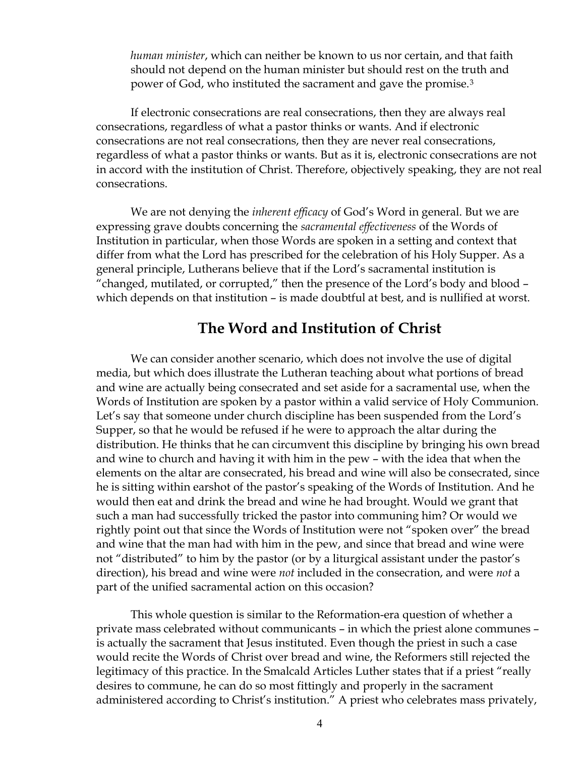*human minister*, which can neither be known to us nor certain, and that faith should not depend on the human minister but should rest on the truth and power of God, who instituted the sacrament and gave the promise.[3]

If electronic consecrations are real consecrations, then they are always real consecrations, regardless of what a pastor thinks or wants. And if electronic consecrations are not real consecrations, then they are never real consecrations, regardless of what a pastor thinks or wants. But as it is, electronic consecrations are not in accord with the institution of Christ. Therefore, objectively speaking, they are not real consecrations.

We are not denying the *inherent efficacy* of God's Word in general. But we are expressing grave doubts concerning the *sacramental effectiveness* of the Words of Institution in particular, when those Words are spoken in a setting and context that differ from what the Lord has prescribed for the celebration of his Holy Supper. As a general principle, Lutherans believe that if the Lord's sacramental institution is "changed, mutilated, or corrupted," then the presence of the Lord's body and blood – which depends on that institution – is made doubtful at best, and is nullified at worst.

## The Word and Institution of Christ

We can consider another scenario, which does not involve the use of digital media, but which does illustrate the Lutheran teaching about what portions of bread and wine are actually being consecrated and set aside for a sacramental use, when the Words of Institution are spoken by a pastor within a valid service of Holy Communion. Let's say that someone under church discipline has been suspended from the Lord's Supper, so that he would be refused if he were to approach the altar during the distribution. He thinks that he can circumvent this discipline by bringing his own bread and wine to church and having it with him in the pew – with the idea that when the elements on the altar are consecrated, his bread and wine will also be consecrated, since he is sitting within earshot of the pastor's speaking of the Words of Institution. And he would then eat and drink the bread and wine he had brought. Would we grant that such a man had successfully tricked the pastor into communing him? Or would we rightly point out that since the Words of Institution were not "spoken over" the bread and wine that the man had with him in the pew, and since that bread and wine were not "distributed" to him by the pastor (or by a liturgical assistant under the pastor's direction), his bread and wine were *not* included in the consecration, and were *not* a part of the unified sacramental action on this occasion?

This whole question is similar to the Reformation-era question of whether a private mass celebrated without communicants – in which the priest alone communes – is actually the sacrament that Jesus instituted. Even though the priest in such a case would recite the Words of Christ over bread and wine, the Reformers still rejected the legitimacy of this practice. In the Smalcald Articles Luther states that if a priest "really desires to commune, he can do so most fittingly and properly in the sacrament administered according to Christ's institution." A priest who celebrates mass privately,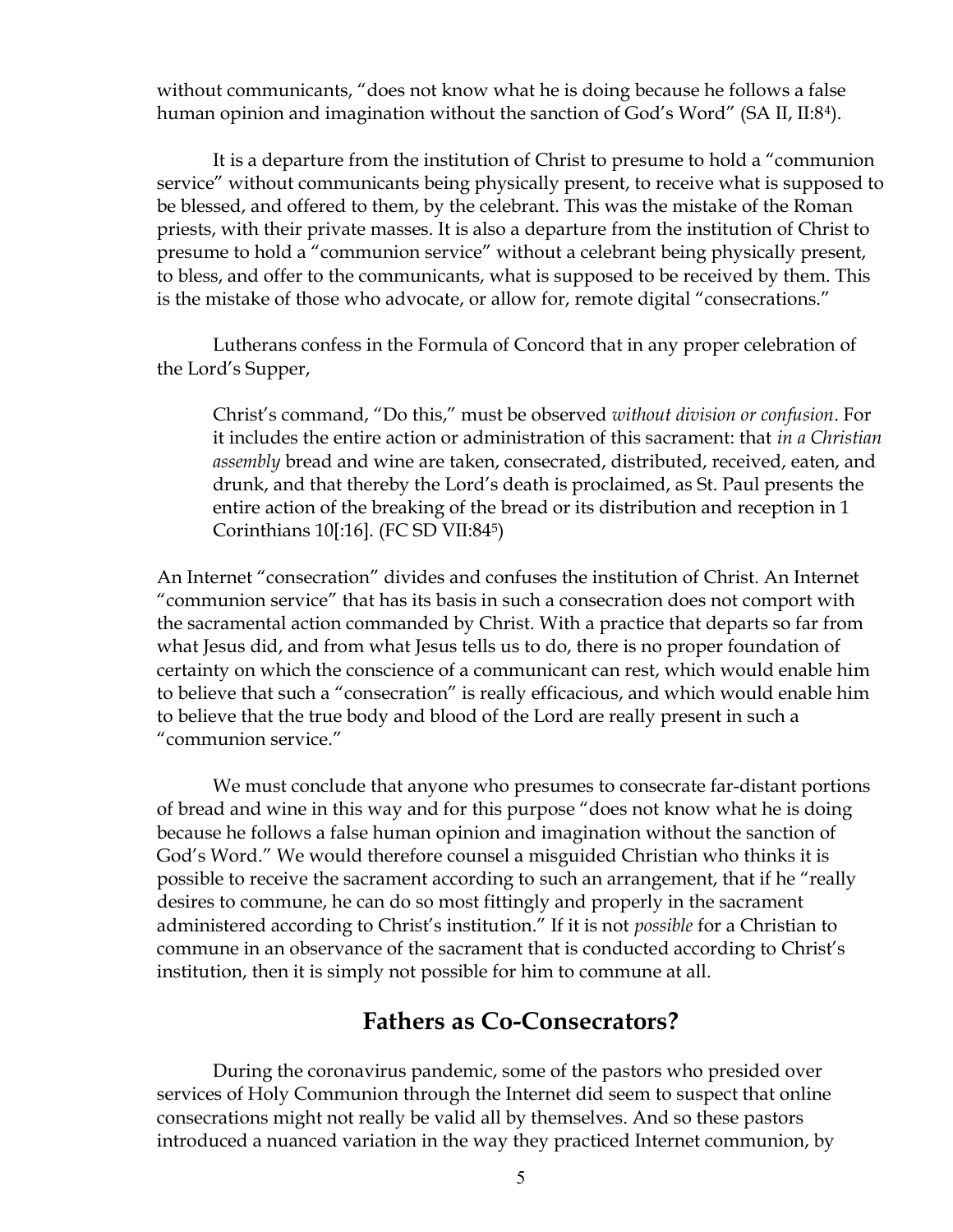without communicants, "does not know what he is doing because he follows a false human opinion and imagination without the sanction of God's Word" (SA II, II:8[4]).

It is a departure from the institution of Christ to presume to hold a "communion service" without communicants being physically present, to receive what is supposed to be blessed, and offered to them, by the celebrant. This was the mistake of the Roman priests, with their private masses. It is also a departure from the institution of Christ to presume to hold a "communion service" without a celebrant being physically present, to bless, and offer to the communicants, what is supposed to be received by them. This is the mistake of those who advocate, or allow for, remote digital "consecrations."

Lutherans confess in the Formula of Concord that in any proper celebration of the Lord's Supper,

> Christ's command, "Do this," must be observed *without division or confusion*. For it includes the entire action or administration of this sacrament: that *in a Christian assembly* bread and wine are taken, consecrated, distributed, received, eaten, and drunk, and that thereby the Lord's death is proclaimed, as St. Paul presents the entire action of the breaking of the bread or its distribution and reception in 1 Corinthians 10[:16]. (FC SD VII:84[5])

An Internet "consecration" divides and confuses the institution of Christ. An Internet "communion service" that has its basis in such a consecration does not comport with the sacramental action commanded by Christ. With a practice that departs so far from what Jesus did, and from what Jesus tells us to do, there is no proper foundation of certainty on which the conscience of a communicant can rest, which would enable him to believe that such a "consecration" is really efficacious, and which would enable him to believe that the true body and blood of the Lord are really present in such a "communion service."

We must conclude that anyone who presumes to consecrate far-distant portions of bread and wine in this way and for this purpose "does not know what he is doing because he follows a false human opinion and imagination without the sanction of God's Word." We would therefore counsel a misguided Christian who thinks it is possible to receive the sacrament according to such an arrangement, that if he "really desires to commune, he can do so most fittingly and properly in the sacrament administered according to Christ's institution." If it is not *possible* for a Christian to commune in an observance of the sacrament that is conducted according to Christ's institution, then it is simply not possible for him to commune at all.

## Fathers as Co-Consecrators?

During the coronavirus pandemic, some of the pastors who presided over services of Holy Communion through the Internet did seem to suspect that online consecrations might not really be valid all by themselves. And so these pastors introduced a nuanced variation in the way they practiced Internet communion, by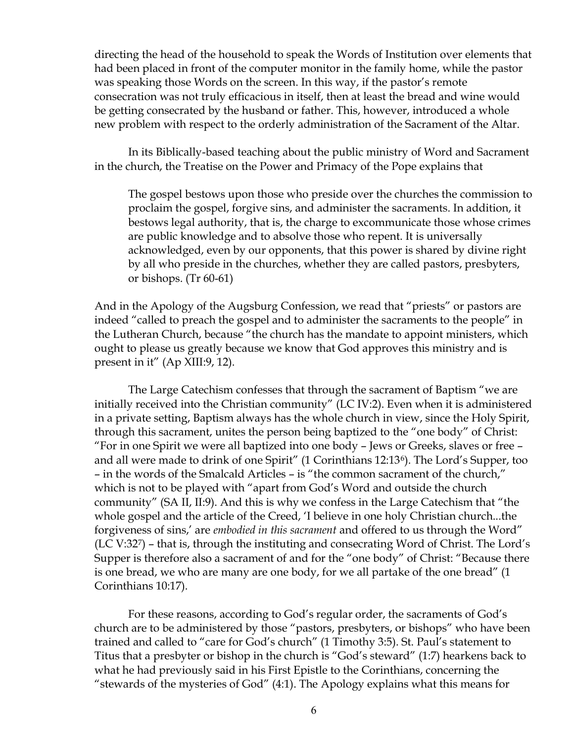directing the head of the household to speak the Words of Institution over elements that had been placed in front of the computer monitor in the family home, while the pastor was speaking those Words on the screen. In this way, if the pastor's remote consecration was not truly efficacious in itself, then at least the bread and wine would be getting consecrated by the husband or father. This, however, introduced a whole new problem with respect to the orderly administration of the Sacrament of the Altar.

In its Biblically-based teaching about the public ministry of Word and Sacrament in the church, the Treatise on the Power and Primacy of the Pope explains that

> The gospel bestows upon those who preside over the churches the commission to proclaim the gospel, forgive sins, and administer the sacraments. In addition, it bestows legal authority, that is, the charge to excommunicate those whose crimes are public knowledge and to absolve those who repent. It is universally acknowledged, even by our opponents, that this power is shared by divine right by all who preside in the churches, whether they are called pastors, presbyters, or bishops. (Tr 60-61)

And in the Apology of the Augsburg Confession, we read that "priests" or pastors are indeed "called to preach the gospel and to administer the sacraments to the people" in the Lutheran Church, because "the church has the mandate to appoint ministers, which ought to please us greatly because we know that God approves this ministry and is present in it" (Ap XIII:9, 12).

The Large Catechism confesses that through the sacrament of Baptism "we are initially received into the Christian community" (LC IV:2). Even when it is administered in a private setting, Baptism always has the whole church in view, since the Holy Spirit, through this sacrament, unites the person being baptized to the "one body" of Christ: "For in one Spirit we were all baptized into one body – Jews or Greeks, slaves or free – and all were made to drink of one Spirit" (1 Corinthians 12:13[6]). The Lord's Supper, too – in the words of the Smalcald Articles – is "the common sacrament of the church," which is not to be played with "apart from God's Word and outside the church community" (SA II, II:9). And this is why we confess in the Large Catechism that "the whole gospel and the article of the Creed, 'I believe in one holy Christian church...the forgiveness of sins,' are *embodied in this sacrament* and offered to us through the Word" (LC V:32[7]) – that is, through the instituting and consecrating Word of Christ. The Lord's Supper is therefore also a sacrament of and for the "one body" of Christ: "Because there is one bread, we who are many are one body, for we all partake of the one bread" (1 Corinthians 10:17).

For these reasons, according to God's regular order, the sacraments of God's church are to be administered by those "pastors, presbyters, or bishops" who have been trained and called to "care for God's church" (1 Timothy 3:5). St. Paul's statement to Titus that a presbyter or bishop in the church is "God's steward" (1:7) hearkens back to what he had previously said in his First Epistle to the Corinthians, concerning the "stewards of the mysteries of God" (4:1). The Apology explains what this means for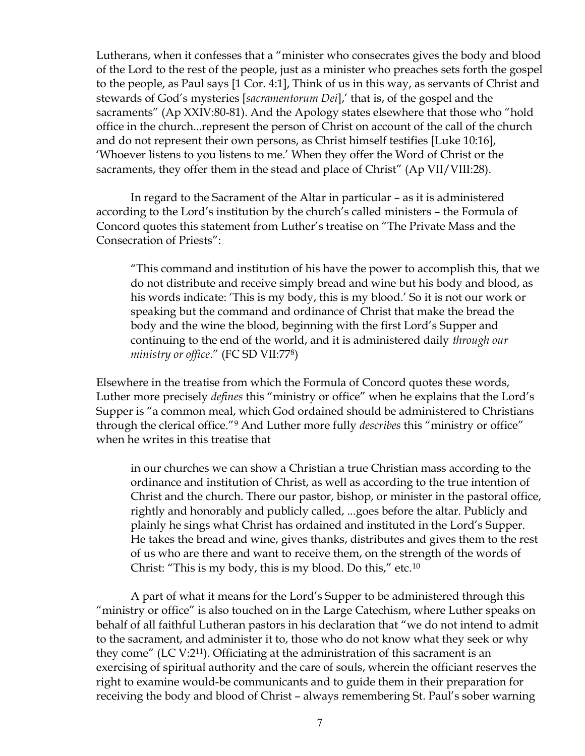Lutherans, when it confesses that a "minister who consecrates gives the body and blood of the Lord to the rest of the people, just as a minister who preaches sets forth the gospel to the people, as Paul says [1 Cor. 4:1], Think of us in this way, as servants of Christ and stewards of God's mysteries [*sacramentorum Dei*],' that is, of the gospel and the sacraments" (Ap XXIV:80-81). And the Apology states elsewhere that those who "hold office in the church...represent the person of Christ on account of the call of the church and do not represent their own persons, as Christ himself testifies [Luke 10:16], 'Whoever listens to you listens to me.' When they offer the Word of Christ or the sacraments, they offer them in the stead and place of Christ" (Ap VII/VIII:28).

In regard to the Sacrament of the Altar in particular – as it is administered according to the Lord's institution by the church's called ministers – the Formula of Concord quotes this statement from Luther's treatise on "The Private Mass and the Consecration of Priests":

> "This command and institution of his have the power to accomplish this, that we do not distribute and receive simply bread and wine but his body and blood, as his words indicate: 'This is my body, this is my blood.' So it is not our work or speaking but the command and ordinance of Christ that make the bread the body and the wine the blood, beginning with the first Lord's Supper and continuing to the end of the world, and it is administered daily *through our ministry or office*." (FC SD VII:77[8])

Elsewhere in the treatise from which the Formula of Concord quotes these words, Luther more precisely *defines* this "ministry or office" when he explains that the Lord's Supper is "a common meal, which God ordained should be administered to Christians through the clerical office."[9] And Luther more fully *describes* this "ministry or office" when he writes in this treatise that

> in our churches we can show a Christian a true Christian mass according to the ordinance and institution of Christ, as well as according to the true intention of Christ and the church. There our pastor, bishop, or minister in the pastoral office, rightly and honorably and publicly called, ...goes before the altar. Publicly and plainly he sings what Christ has ordained and instituted in the Lord's Supper. He takes the bread and wine, gives thanks, distributes and gives them to the rest of us who are there and want to receive them, on the strength of the words of Christ: "This is my body, this is my blood. Do this," etc.[10]

A part of what it means for the Lord's Supper to be administered through this "ministry or office" is also touched on in the Large Catechism, where Luther speaks on behalf of all faithful Lutheran pastors in his declaration that "we do not intend to admit to the sacrament, and administer it to, those who do not know what they seek or why they come" (LC V:2[11]). Officiating at the administration of this sacrament is an exercising of spiritual authority and the care of souls, wherein the officiant reserves the right to examine would-be communicants and to guide them in their preparation for receiving the body and blood of Christ – always remembering St. Paul's sober warning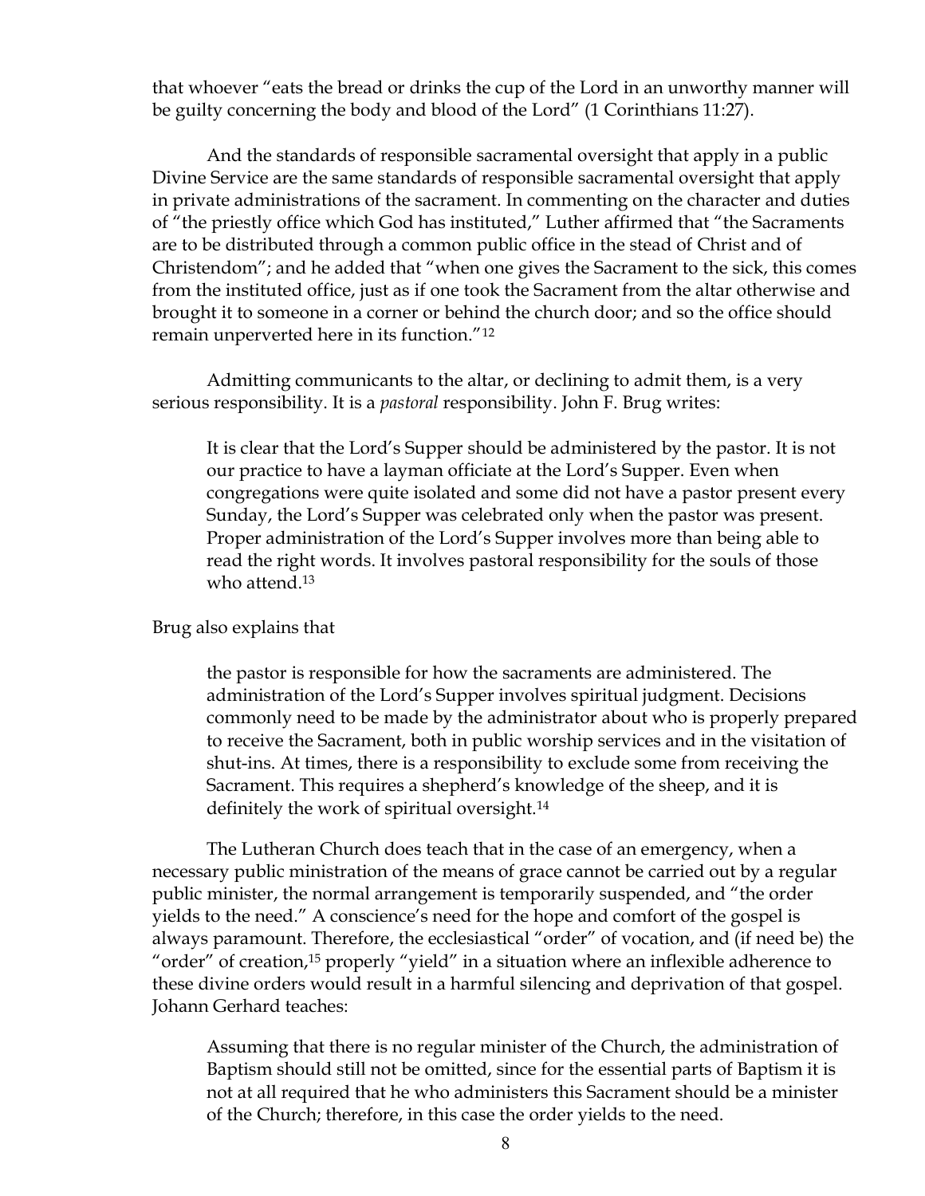that whoever "eats the bread or drinks the cup of the Lord in an unworthy manner will be guilty concerning the body and blood of the Lord" (1 Corinthians 11:27).

And the standards of responsible sacramental oversight that apply in a public Divine Service are the same standards of responsible sacramental oversight that apply in private administrations of the sacrament. In commenting on the character and duties of "the priestly office which God has instituted," Luther affirmed that "the Sacraments are to be distributed through a common public office in the stead of Christ and of Christendom"; and he added that "when one gives the Sacrament to the sick, this comes from the instituted office, just as if one took the Sacrament from the altar otherwise and brought it to someone in a corner or behind the church door; and so the office should remain unperverted here in its function."[12]

Admitting communicants to the altar, or declining to admit them, is a very serious responsibility. It is a *pastoral* responsibility. John F. Brug writes:

> It is clear that the Lord's Supper should be administered by the pastor. It is not our practice to have a layman officiate at the Lord's Supper. Even when congregations were quite isolated and some did not have a pastor present every Sunday, the Lord's Supper was celebrated only when the pastor was present. Proper administration of the Lord's Supper involves more than being able to read the right words. It involves pastoral responsibility for the souls of those who attend.[13]

Brug also explains that

> the pastor is responsible for how the sacraments are administered. The administration of the Lord's Supper involves spiritual judgment. Decisions commonly need to be made by the administrator about who is properly prepared to receive the Sacrament, both in public worship services and in the visitation of shut-ins. At times, there is a responsibility to exclude some from receiving the Sacrament. This requires a shepherd's knowledge of the sheep, and it is definitely the work of spiritual oversight.[14]

The Lutheran Church does teach that in the case of an emergency, when a necessary public ministration of the means of grace cannot be carried out by a regular public minister, the normal arrangement is temporarily suspended, and "the order yields to the need." A conscience's need for the hope and comfort of the gospel is always paramount. Therefore, the ecclesiastical "order" of vocation, and (if need be) the "order" of creation,[15] properly "yield" in a situation where an inflexible adherence to these divine orders would result in a harmful silencing and deprivation of that gospel. Johann Gerhard teaches:

> Assuming that there is no regular minister of the Church, the administration of Baptism should still not be omitted, since for the essential parts of Baptism it is not at all required that he who administers this Sacrament should be a minister of the Church; therefore, in this case the order yields to the need.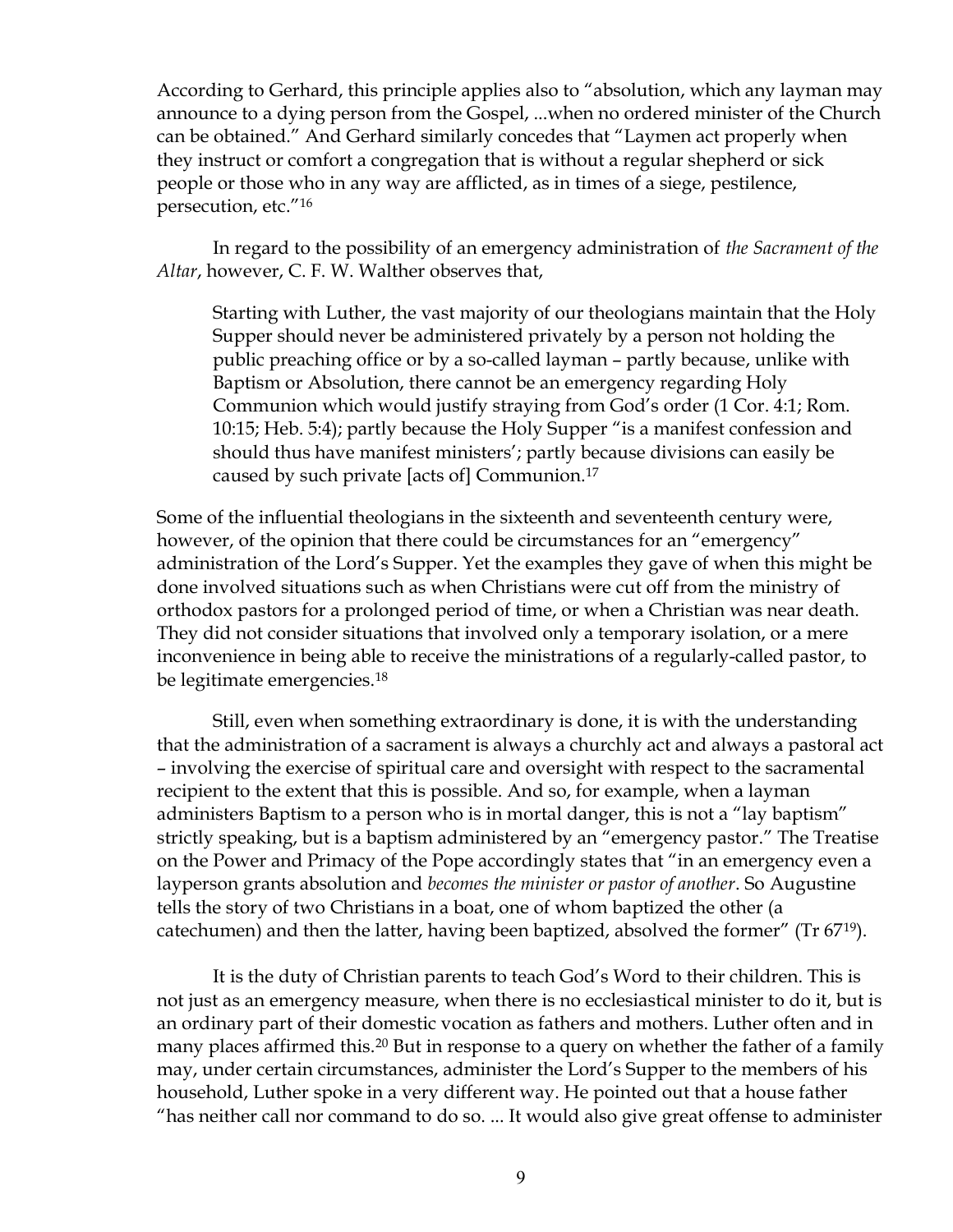According to Gerhard, this principle applies also to "absolution, which any layman may announce to a dying person from the Gospel, ...when no ordered minister of the Church can be obtained." And Gerhard similarly concedes that "Laymen act properly when they instruct or comfort a congregation that is without a regular shepherd or sick people or those who in any way are afflicted, as in times of a siege, pestilence, persecution, etc."[16]

In regard to the possibility of an emergency administration of *the Sacrament of the Altar*, however, C. F. W. Walther observes that,

> Starting with Luther, the vast majority of our theologians maintain that the Holy Supper should never be administered privately by a person not holding the public preaching office or by a so-called layman – partly because, unlike with Baptism or Absolution, there cannot be an emergency regarding Holy Communion which would justify straying from God's order (1 Cor. 4:1; Rom. 10:15; Heb. 5:4); partly because the Holy Supper "is a manifest confession and should thus have manifest ministers'; partly because divisions can easily be caused by such private [acts of] Communion.[17]

Some of the influential theologians in the sixteenth and seventeenth century were, however, of the opinion that there could be circumstances for an "emergency" administration of the Lord's Supper. Yet the examples they gave of when this might be done involved situations such as when Christians were cut off from the ministry of orthodox pastors for a prolonged period of time, or when a Christian was near death. They did not consider situations that involved only a temporary isolation, or a mere inconvenience in being able to receive the ministrations of a regularly-called pastor, to be legitimate emergencies.[18]

Still, even when something extraordinary is done, it is with the understanding that the administration of a sacrament is always a churchly act and always a pastoral act – involving the exercise of spiritual care and oversight with respect to the sacramental recipient to the extent that this is possible. And so, for example, when a layman administers Baptism to a person who is in mortal danger, this is not a "lay baptism" strictly speaking, but is a baptism administered by an "emergency pastor." The Treatise on the Power and Primacy of the Pope accordingly states that "in an emergency even a layperson grants absolution and *becomes the minister or pastor of another*. So Augustine tells the story of two Christians in a boat, one of whom baptized the other (a catechumen) and then the latter, having been baptized, absolved the former" (Tr 67[19]).

It is the duty of Christian parents to teach God's Word to their children. This is not just as an emergency measure, when there is no ecclesiastical minister to do it, but is an ordinary part of their domestic vocation as fathers and mothers. Luther often and in many places affirmed this.[20] But in response to a query on whether the father of a family may, under certain circumstances, administer the Lord's Supper to the members of his household, Luther spoke in a very different way. He pointed out that a house father "has neither call nor command to do so. ... It would also give great offense to administer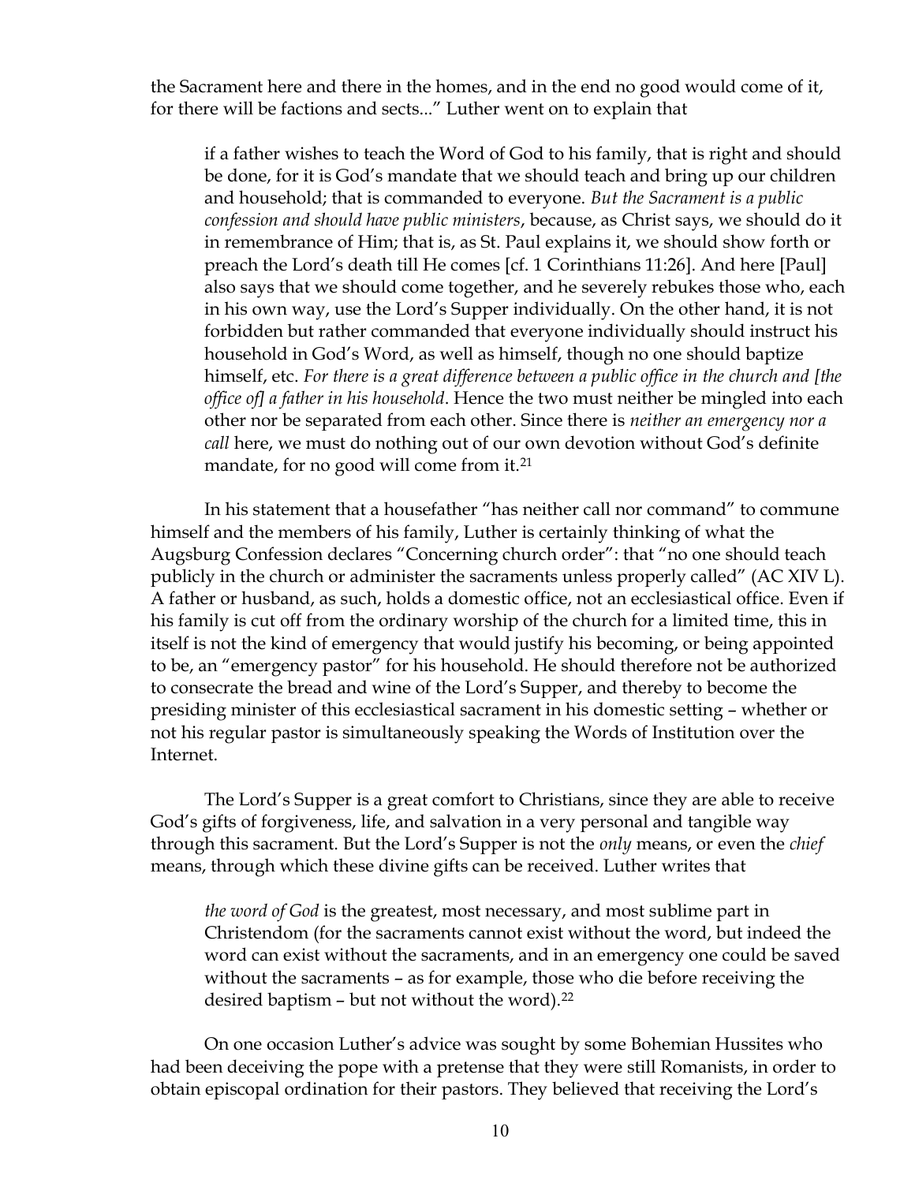the Sacrament here and there in the homes, and in the end no good would come of it, for there will be factions and sects..." Luther went on to explain that

> if a father wishes to teach the Word of God to his family, that is right and should be done, for it is God's mandate that we should teach and bring up our children and household; that is commanded to everyone. *But the Sacrament is a public confession and should have public ministers*, because, as Christ says, we should do it in remembrance of Him; that is, as St. Paul explains it, we should show forth or preach the Lord's death till He comes [cf. 1 Corinthians 11:26]. And here [Paul] also says that we should come together, and he severely rebukes those who, each in his own way, use the Lord's Supper individually. On the other hand, it is not forbidden but rather commanded that everyone individually should instruct his household in God's Word, as well as himself, though no one should baptize himself, etc. *For there is a great difference between a public office in the church and [the office of] a father in his household*. Hence the two must neither be mingled into each other nor be separated from each other. Since there is *neither an emergency nor a call* here, we must do nothing out of our own devotion without God's definite mandate, for no good will come from it.[21]

In his statement that a housefather "has neither call nor command" to commune himself and the members of his family, Luther is certainly thinking of what the Augsburg Confession declares "Concerning church order": that "no one should teach publicly in the church or administer the sacraments unless properly called" (AC XIV L). A father or husband, as such, holds a domestic office, not an ecclesiastical office. Even if his family is cut off from the ordinary worship of the church for a limited time, this in itself is not the kind of emergency that would justify his becoming, or being appointed to be, an "emergency pastor" for his household. He should therefore not be authorized to consecrate the bread and wine of the Lord's Supper, and thereby to become the presiding minister of this ecclesiastical sacrament in his domestic setting – whether or not his regular pastor is simultaneously speaking the Words of Institution over the Internet.

The Lord's Supper is a great comfort to Christians, since they are able to receive God's gifts of forgiveness, life, and salvation in a very personal and tangible way through this sacrament. But the Lord's Supper is not the *only* means, or even the *chief* means, through which these divine gifts can be received. Luther writes that

> *the word of God* is the greatest, most necessary, and most sublime part in Christendom (for the sacraments cannot exist without the word, but indeed the word can exist without the sacraments, and in an emergency one could be saved without the sacraments – as for example, those who die before receiving the desired baptism – but not without the word).[22]

On one occasion Luther's advice was sought by some Bohemian Hussites who had been deceiving the pope with a pretense that they were still Romanists, in order to obtain episcopal ordination for their pastors. They believed that receiving the Lord's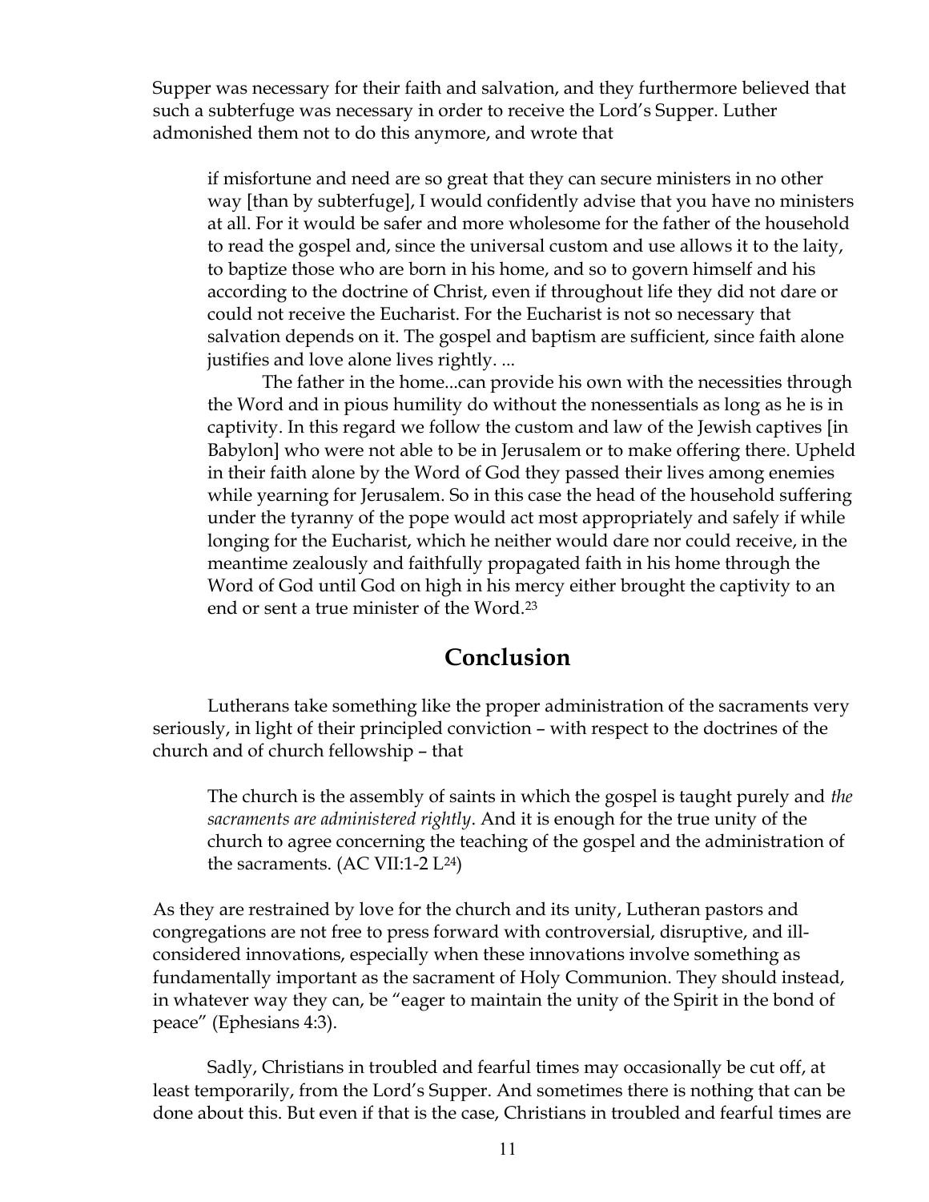Supper was necessary for their faith and salvation, and they furthermore believed that such a subterfuge was necessary in order to receive the Lord's Supper. Luther admonished them not to do this anymore, and wrote that

> if misfortune and need are so great that they can secure ministers in no other way [than by subterfuge], I would confidently advise that you have no ministers at all. For it would be safer and more wholesome for the father of the household to read the gospel and, since the universal custom and use allows it to the laity, to baptize those who are born in his home, and so to govern himself and his according to the doctrine of Christ, even if throughout life they did not dare or could not receive the Eucharist. For the Eucharist is not so necessary that salvation depends on it. The gospel and baptism are sufficient, since faith alone justifies and love alone lives rightly. ...
>
> The father in the home...can provide his own with the necessities through the Word and in pious humility do without the nonessentials as long as he is in captivity. In this regard we follow the custom and law of the Jewish captives [in Babylon] who were not able to be in Jerusalem or to make offering there. Upheld in their faith alone by the Word of God they passed their lives among enemies while yearning for Jerusalem. So in this case the head of the household suffering under the tyranny of the pope would act most appropriately and safely if while longing for the Eucharist, which he neither would dare nor could receive, in the meantime zealously and faithfully propagated faith in his home through the Word of God until God on high in his mercy either brought the captivity to an end or sent a true minister of the Word.[23]

## Conclusion

Lutherans take something like the proper administration of the sacraments very seriously, in light of their principled conviction – with respect to the doctrines of the church and of church fellowship – that

> The church is the assembly of saints in which the gospel is taught purely and *the sacraments are administered rightly*. And it is enough for the true unity of the church to agree concerning the teaching of the gospel and the administration of the sacraments. (AC VII:1-2 L[24])

As they are restrained by love for the church and its unity, Lutheran pastors and congregations are not free to press forward with controversial, disruptive, and ill-considered innovations, especially when these innovations involve something as fundamentally important as the sacrament of Holy Communion. They should instead, in whatever way they can, be "eager to maintain the unity of the Spirit in the bond of peace" (Ephesians 4:3).

Sadly, Christians in troubled and fearful times may occasionally be cut off, at least temporarily, from the Lord's Supper. And sometimes there is nothing that can be done about this. But even if that is the case, Christians in troubled and fearful times are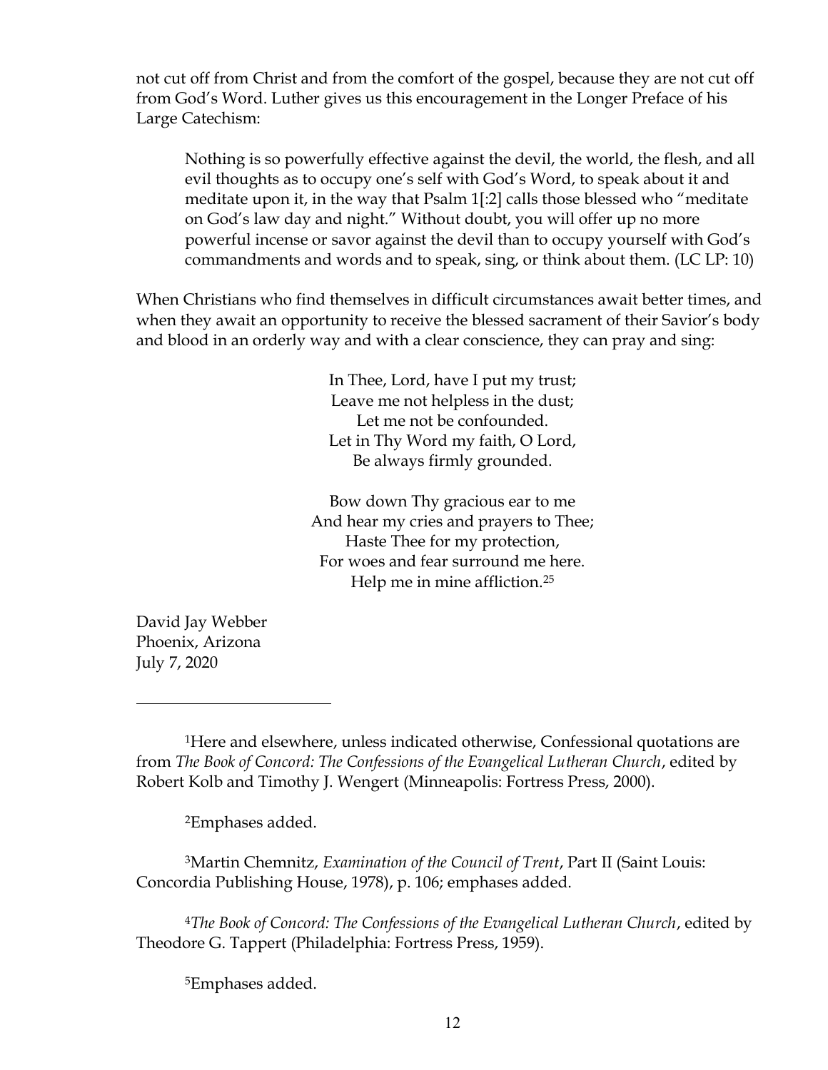not cut off from Christ and from the comfort of the gospel, because they are not cut off from God's Word. Luther gives us this encouragement in the Longer Preface of his Large Catechism:

> Nothing is so powerfully effective against the devil, the world, the flesh, and all evil thoughts as to occupy one's self with God's Word, to speak about it and meditate upon it, in the way that Psalm 1[:2] calls those blessed who "meditate on God's law day and night." Without doubt, you will offer up no more powerful incense or savor against the devil than to occupy yourself with God's commandments and words and to speak, sing, or think about them. (LC LP: 10)

When Christians who find themselves in difficult circumstances await better times, and when they await an opportunity to receive the blessed sacrament of their Savior's body and blood in an orderly way and with a clear conscience, they can pray and sing:

In Thee, Lord, have I put my trust;  
Leave me not helpless in the dust;  
Let me not be confounded.  
Let in Thy Word my faith, O Lord,  
Be always firmly grounded.

Bow down Thy gracious ear to me  
And hear my cries and prayers to Thee;  
Haste Thee for my protection,  
For woes and fear surround me here.  
Help me in mine affliction.[25]

David Jay Webber  
Phoenix, Arizona  
July 7, 2020

---

[1]Here and elsewhere, unless indicated otherwise, Confessional quotations are from *The Book of Concord: The Confessions of the Evangelical Lutheran Church*, edited by Robert Kolb and Timothy J. Wengert (Minneapolis: Fortress Press, 2000).

[2]Emphases added.

[3]Martin Chemnitz, *Examination of the Council of Trent*, Part II (Saint Louis: Concordia Publishing House, 1978), p. 106; emphases added.

[4]*The Book of Concord: The Confessions of the Evangelical Lutheran Church*, edited by Theodore G. Tappert (Philadelphia: Fortress Press, 1959).

[5]Emphases added.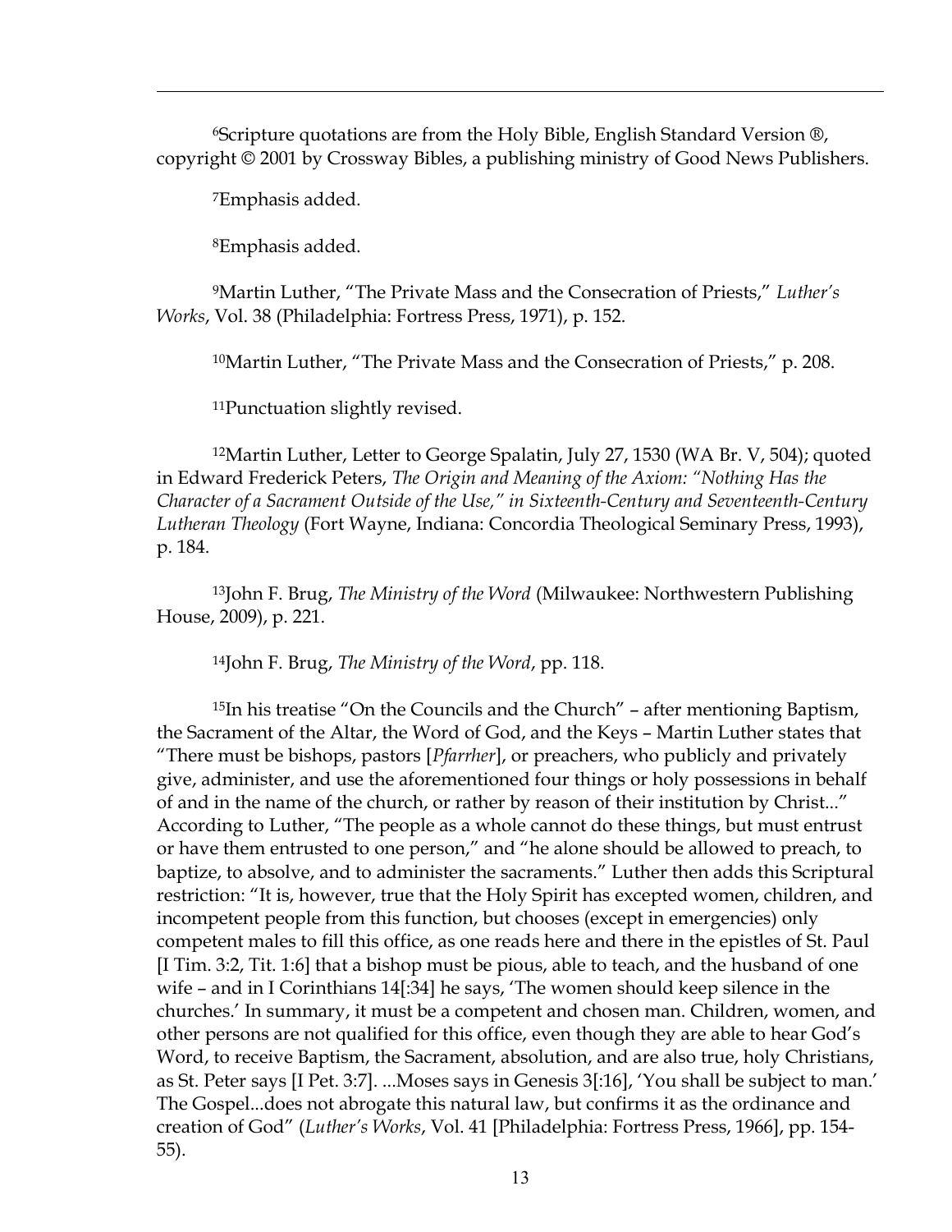---

[6]Scripture quotations are from the Holy Bible, English Standard Version ®, copyright © 2001 by Crossway Bibles, a publishing ministry of Good News Publishers.

[7]Emphasis added.

[8]Emphasis added.

[9]Martin Luther, "The Private Mass and the Consecration of Priests," *Luther's Works*, Vol. 38 (Philadelphia: Fortress Press, 1971), p. 152.

[10]Martin Luther, "The Private Mass and the Consecration of Priests," p. 208.

[11]Punctuation slightly revised.

[12]Martin Luther, Letter to George Spalatin, July 27, 1530 (WA Br. V, 504); quoted in Edward Frederick Peters, *The Origin and Meaning of the Axiom: "Nothing Has the Character of a Sacrament Outside of the Use," in Sixteenth-Century and Seventeenth-Century Lutheran Theology* (Fort Wayne, Indiana: Concordia Theological Seminary Press, 1993), p. 184.

[13]John F. Brug, *The Ministry of the Word* (Milwaukee: Northwestern Publishing House, 2009), p. 221.

[14]John F. Brug, *The Ministry of the Word*, pp. 118.

[15]In his treatise "On the Councils and the Church" – after mentioning Baptism, the Sacrament of the Altar, the Word of God, and the Keys – Martin Luther states that "There must be bishops, pastors [*Pfarrher*], or preachers, who publicly and privately give, administer, and use the aforementioned four things or holy possessions in behalf of and in the name of the church, or rather by reason of their institution by Christ..." According to Luther, "The people as a whole cannot do these things, but must entrust or have them entrusted to one person," and "he alone should be allowed to preach, to baptize, to absolve, and to administer the sacraments." Luther then adds this Scriptural restriction: "It is, however, true that the Holy Spirit has excepted women, children, and incompetent people from this function, but chooses (except in emergencies) only competent males to fill this office, as one reads here and there in the epistles of St. Paul [I Tim. 3:2, Tit. 1:6] that a bishop must be pious, able to teach, and the husband of one wife – and in I Corinthians 14[:34] he says, 'The women should keep silence in the churches.' In summary, it must be a competent and chosen man. Children, women, and other persons are not qualified for this office, even though they are able to hear God's Word, to receive Baptism, the Sacrament, absolution, and are also true, holy Christians, as St. Peter says [I Pet. 3:7]. ...Moses says in Genesis 3[:16], 'You shall be subject to man.' The Gospel...does not abrogate this natural law, but confirms it as the ordinance and creation of God" (*Luther's Works*, Vol. 41 [Philadelphia: Fortress Press, 1966], pp. 154-55).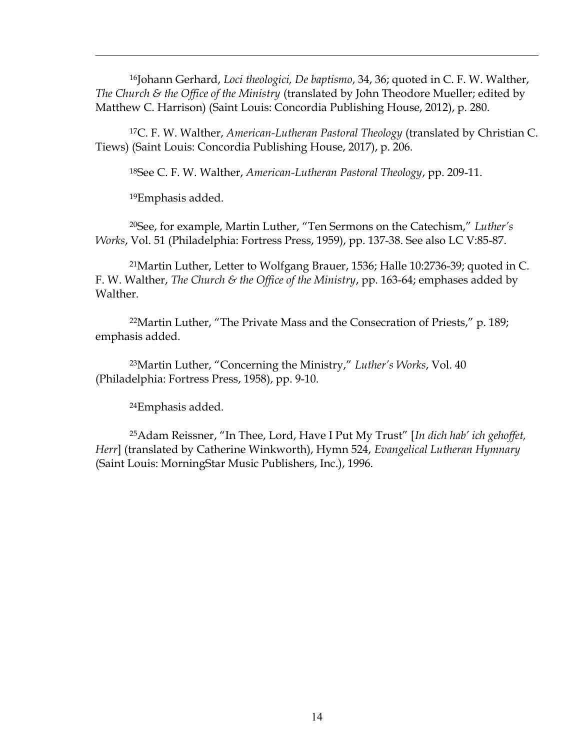[16]Johann Gerhard, *Loci theologici, De baptismo*, 34, 36; quoted in C. F. W. Walther, *The Church & the Office of the Ministry* (translated by John Theodore Mueller; edited by Matthew C. Harrison) (Saint Louis: Concordia Publishing House, 2012), p. 280.

[17]C. F. W. Walther, *American-Lutheran Pastoral Theology* (translated by Christian C. Tiews) (Saint Louis: Concordia Publishing House, 2017), p. 206.

[18]See C. F. W. Walther, *American-Lutheran Pastoral Theology*, pp. 209-11.

[19]Emphasis added.

[20]See, for example, Martin Luther, "Ten Sermons on the Catechism," *Luther's Works*, Vol. 51 (Philadelphia: Fortress Press, 1959), pp. 137-38. See also LC V:85-87.

[21]Martin Luther, Letter to Wolfgang Brauer, 1536; Halle 10:2736-39; quoted in C. F. W. Walther, *The Church & the Office of the Ministry*, pp. 163-64; emphases added by Walther.

[22]Martin Luther, "The Private Mass and the Consecration of Priests," p. 189; emphasis added.

[23]Martin Luther, "Concerning the Ministry," *Luther's Works*, Vol. 40 (Philadelphia: Fortress Press, 1958), pp. 9-10.

[24]Emphasis added.

[25]Adam Reissner, "In Thee, Lord, Have I Put My Trust" [*In dich hab' ich gehoffet, Herr*] (translated by Catherine Winkworth), Hymn 524, *Evangelical Lutheran Hymnary* (Saint Louis: MorningStar Music Publishers, Inc.), 1996.